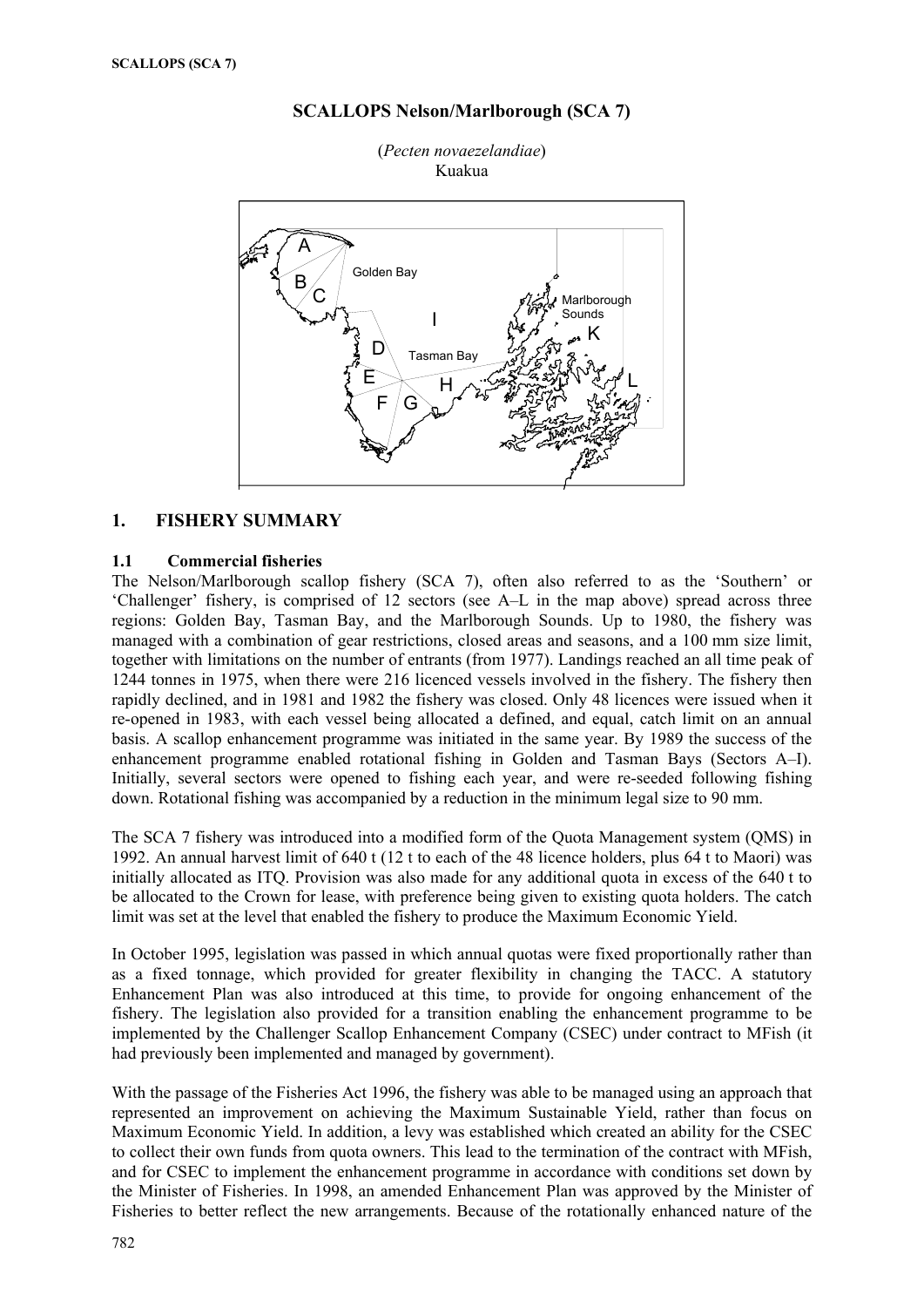# SCALLOPS Nelson/Marlborough (SCA 7)

(*Pecten novaezelandiae*)
Kuakua

## 1. FISHERY SUMMARY

### 1.1 Commercial fisheries

The Nelson/Marlborough scallop fishery (SCA 7), often also referred to as the 'Southern' or 'Challenger' fishery, is comprised of 12 sectors (see A–L in the map above) spread across three regions: Golden Bay, Tasman Bay, and the Marlborough Sounds. Up to 1980, the fishery was managed with a combination of gear restrictions, closed areas and seasons, and a 100 mm size limit, together with limitations on the number of entrants (from 1977). Landings reached an all time peak of 1244 tonnes in 1975, when there were 216 licenced vessels involved in the fishery. The fishery then rapidly declined, and in 1981 and 1982 the fishery was closed. Only 48 licences were issued when it re-opened in 1983, with each vessel being allocated a defined, and equal, catch limit on an annual basis. A scallop enhancement programme was initiated in the same year. By 1989 the success of the enhancement programme enabled rotational fishing in Golden and Tasman Bays (Sectors A–I). Initially, several sectors were opened to fishing each year, and were re-seeded following fishing down. Rotational fishing was accompanied by a reduction in the minimum legal size to 90 mm.

The SCA 7 fishery was introduced into a modified form of the Quota Management system (QMS) in 1992. An annual harvest limit of 640 t (12 t to each of the 48 licence holders, plus 64 t to Maori) was initially allocated as ITQ. Provision was also made for any additional quota in excess of the 640 t to be allocated to the Crown for lease, with preference being given to existing quota holders. The catch limit was set at the level that enabled the fishery to produce the Maximum Economic Yield.

In October 1995, legislation was passed in which annual quotas were fixed proportionally rather than as a fixed tonnage, which provided for greater flexibility in changing the TACC. A statutory Enhancement Plan was also introduced at this time, to provide for ongoing enhancement of the fishery. The legislation also provided for a transition enabling the enhancement programme to be implemented by the Challenger Scallop Enhancement Company (CSEC) under contract to MFish (it had previously been implemented and managed by government).

With the passage of the Fisheries Act 1996, the fishery was able to be managed using an approach that represented an improvement on achieving the Maximum Sustainable Yield, rather than focus on Maximum Economic Yield. In addition, a levy was established which created an ability for the CSEC to collect their own funds from quota owners. This lead to the termination of the contract with MFish, and for CSEC to implement the enhancement programme in accordance with conditions set down by the Minister of Fisheries. In 1998, an amended Enhancement Plan was approved by the Minister of Fisheries to better reflect the new arrangements. Because of the rotationally enhanced nature of the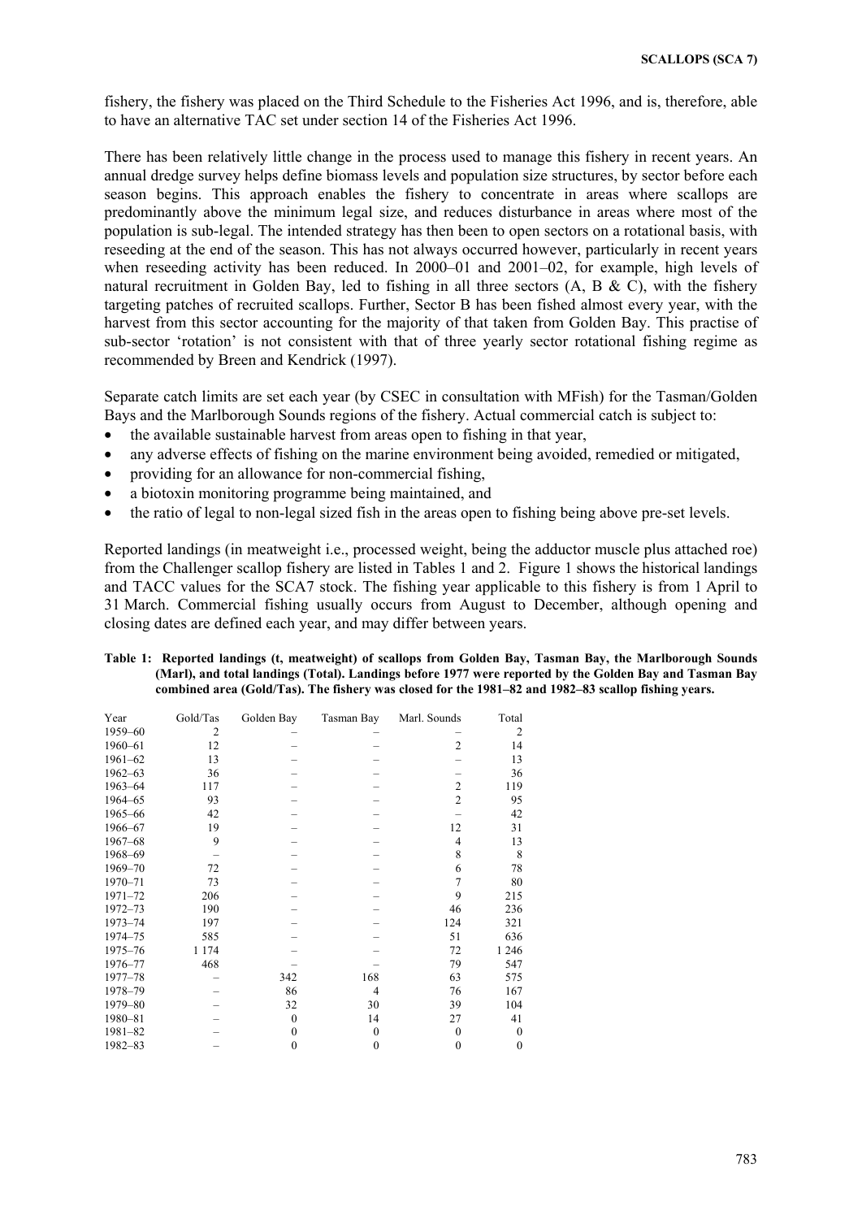fishery, the fishery was placed on the Third Schedule to the Fisheries Act 1996, and is, therefore, able to have an alternative TAC set under section 14 of the Fisheries Act 1996.

There has been relatively little change in the process used to manage this fishery in recent years. An annual dredge survey helps define biomass levels and population size structures, by sector before each season begins. This approach enables the fishery to concentrate in areas where scallops are predominantly above the minimum legal size, and reduces disturbance in areas where most of the population is sub-legal. The intended strategy has then been to open sectors on a rotational basis, with reseeding at the end of the season. This has not always occurred however, particularly in recent years when reseeding activity has been reduced. In 2000–01 and 2001–02, for example, high levels of natural recruitment in Golden Bay, led to fishing in all three sectors (A, B & C), with the fishery targeting patches of recruited scallops. Further, Sector B has been fished almost every year, with the harvest from this sector accounting for the majority of that taken from Golden Bay. This practise of sub-sector 'rotation' is not consistent with that of three yearly sector rotational fishing regime as recommended by Breen and Kendrick (1997).

Separate catch limits are set each year (by CSEC in consultation with MFish) for the Tasman/Golden Bays and the Marlborough Sounds regions of the fishery. Actual commercial catch is subject to:

- the available sustainable harvest from areas open to fishing in that year,
- any adverse effects of fishing on the marine environment being avoided, remedied or mitigated,
- providing for an allowance for non-commercial fishing,
- a biotoxin monitoring programme being maintained, and
- the ratio of legal to non-legal sized fish in the areas open to fishing being above pre-set levels.

Reported landings (in meatweight i.e., processed weight, being the adductor muscle plus attached roe) from the Challenger scallop fishery are listed in Tables 1 and 2. Figure 1 shows the historical landings and TACC values for the SCA7 stock. The fishing year applicable to this fishery is from 1 April to 31 March. Commercial fishing usually occurs from August to December, although opening and closing dates are defined each year, and may differ between years.

**Table 1: Reported landings (t, meatweight) of scallops from Golden Bay, Tasman Bay, the Marlborough Sounds (Marl), and total landings (Total). Landings before 1977 were reported by the Golden Bay and Tasman Bay combined area (Gold/Tas). The fishery was closed for the 1981–82 and 1982–83 scallop fishing years.**

| Year | Gold/Tas | Golden Bay | Tasman Bay | Marl. Sounds | Total |
|---|---|---|---|---|---|
| 1959–60 | 2 | – | – | – | 2 |
| 1960–61 | 12 | – | – | 2 | 14 |
| 1961–62 | 13 | – | – | – | 13 |
| 1962–63 | 36 | – | – | – | 36 |
| 1963–64 | 117 | – | – | 2 | 119 |
| 1964–65 | 93 | – | – | 2 | 95 |
| 1965–66 | 42 | – | – | – | 42 |
| 1966–67 | 19 | – | – | 12 | 31 |
| 1967–68 | 9 | – | – | 4 | 13 |
| 1968–69 | – | – | – | 8 | 8 |
| 1969–70 | 72 | – | – | 6 | 78 |
| 1970–71 | 73 | – | – | 7 | 80 |
| 1971–72 | 206 | – | – | 9 | 215 |
| 1972–73 | 190 | – | – | 46 | 236 |
| 1973–74 | 197 | – | – | 124 | 321 |
| 1974–75 | 585 | – | – | 51 | 636 |
| 1975–76 | 1 174 | – | – | 72 | 1 246 |
| 1976–77 | 468 | – | – | 79 | 547 |
| 1977–78 | – | 342 | 168 | 63 | 575 |
| 1978–79 | – | 86 | 4 | 76 | 167 |
| 1979–80 | – | 32 | 30 | 39 | 104 |
| 1980–81 | – | 0 | 14 | 27 | 41 |
| 1981–82 | – | 0 | 0 | 0 | 0 |
| 1982–83 | – | 0 | 0 | 0 | 0 |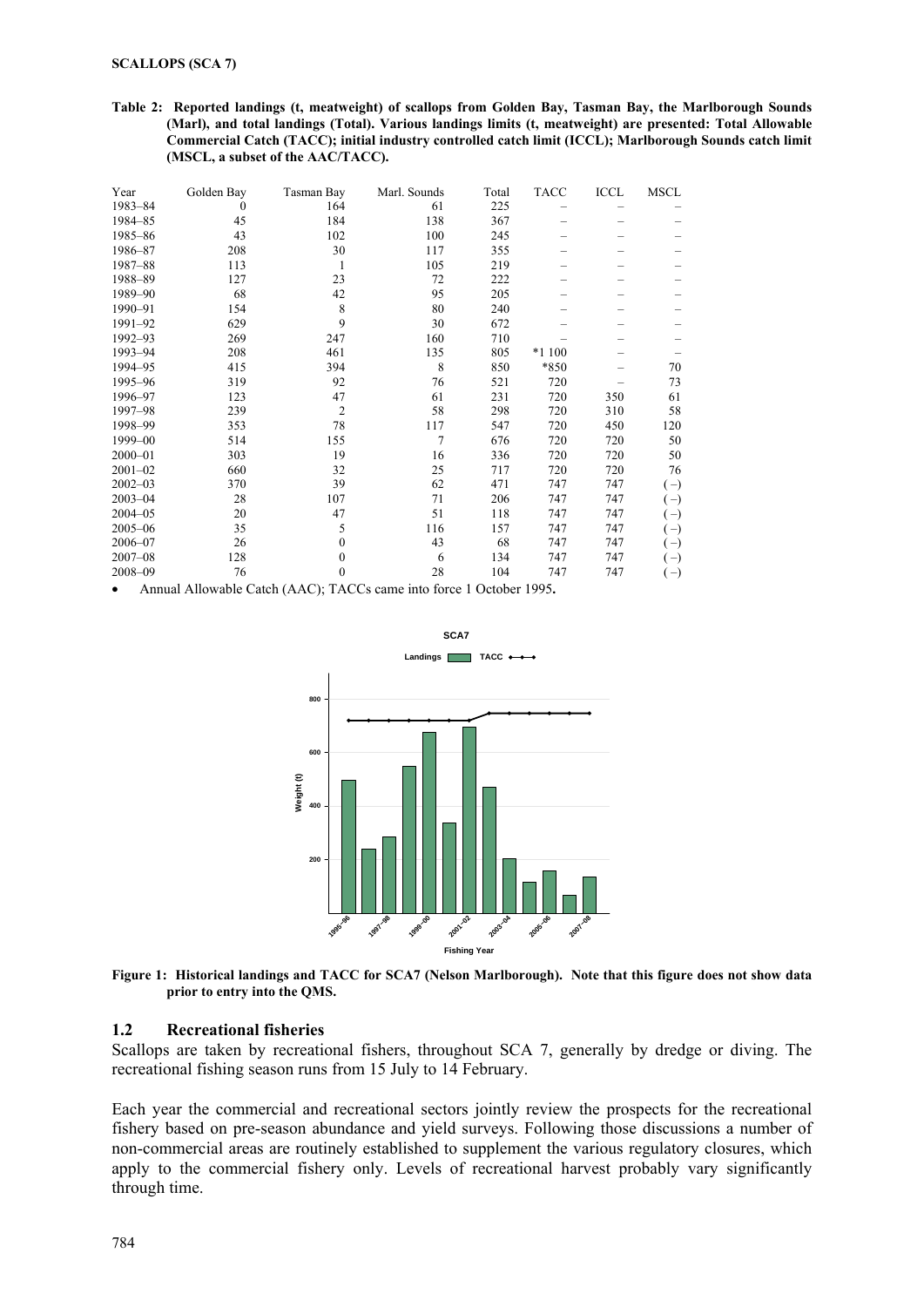**SCALLOPS (SCA 7)**

**Table 2: Reported landings (t, meatweight) of scallops from Golden Bay, Tasman Bay, the Marlborough Sounds (Marl), and total landings (Total). Various landings limits (t, meatweight) are presented: Total Allowable Commercial Catch (TACC); initial industry controlled catch limit (ICCL); Marlborough Sounds catch limit (MSCL, a subset of the AAC/TACC).**

| Year | Golden Bay | Tasman Bay | Marl. Sounds | Total | TACC | ICCL | MSCL |
|---|---|---|---|---|---|---|---|
| 1983–84 | 0 | 164 | 61 | 225 | – | – | – |
| 1984–85 | 45 | 184 | 138 | 367 | – | – | – |
| 1985–86 | 43 | 102 | 100 | 245 | – | – | – |
| 1986–87 | 208 | 30 | 117 | 355 | – | – | – |
| 1987–88 | 113 | 1 | 105 | 219 | – | – | – |
| 1988–89 | 127 | 23 | 72 | 222 | – | – | – |
| 1989–90 | 68 | 42 | 95 | 205 | – | – | – |
| 1990–91 | 154 | 8 | 80 | 240 | – | – | – |
| 1991–92 | 629 | 9 | 30 | 672 | – | – | – |
| 1992–93 | 269 | 247 | 160 | 710 | – | – | – |
| 1993–94 | 208 | 461 | 135 | 805 | *1 100 | – | – |
| 1994–95 | 415 | 394 | 8 | 850 | *850 | – | 70 |
| 1995–96 | 319 | 92 | 76 | 521 | 720 | – | 73 |
| 1996–97 | 123 | 47 | 61 | 231 | 720 | 350 | 61 |
| 1997–98 | 239 | 2 | 58 | 298 | 720 | 310 | 58 |
| 1998–99 | 353 | 78 | 117 | 547 | 720 | 450 | 120 |
| 1999–00 | 514 | 155 | 7 | 676 | 720 | 720 | 50 |
| 2000–01 | 303 | 19 | 16 | 336 | 720 | 720 | 50 |
| 2001–02 | 660 | 32 | 25 | 717 | 720 | 720 | 76 |
| 2002–03 | 370 | 39 | 62 | 471 | 747 | 747 | (–) |
| 2003–04 | 28 | 107 | 71 | 206 | 747 | 747 | (–) |
| 2004–05 | 20 | 47 | 51 | 118 | 747 | 747 | (–) |
| 2005–06 | 35 | 5 | 116 | 157 | 747 | 747 | (–) |
| 2006–07 | 26 | 0 | 43 | 68 | 747 | 747 | (–) |
| 2007–08 | 128 | 0 | 6 | 134 | 747 | 747 | (–) |
| 2008–09 | 76 | 0 | 28 | 104 | 747 | 747 | (–) |

- Annual Allowable Catch (AAC); TACCs came into force 1 October 1995.

**Figure 1: Historical landings and TACC for SCA7 (Nelson Marlborough). Note that this figure does not show data prior to entry into the QMS.**

### 1.2 Recreational fisheries

Scallops are taken by recreational fishers, throughout SCA 7, generally by dredge or diving. The recreational fishing season runs from 15 July to 14 February.

Each year the commercial and recreational sectors jointly review the prospects for the recreational fishery based on pre-season abundance and yield surveys. Following those discussions a number of non-commercial areas are routinely established to supplement the various regulatory closures, which apply to the commercial fishery only. Levels of recreational harvest probably vary significantly through time.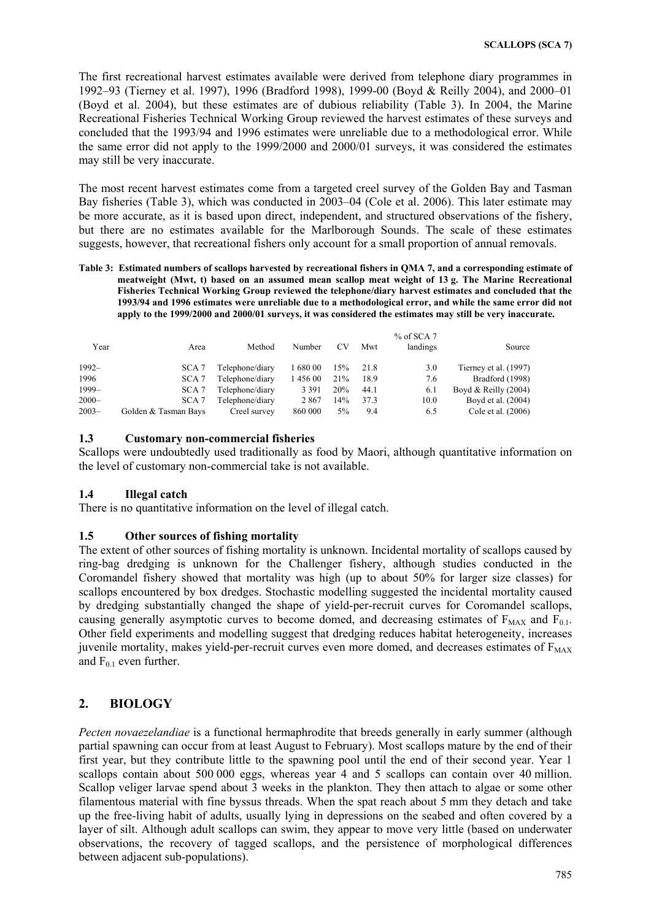The first recreational harvest estimates available were derived from telephone diary programmes in 1992–93 (Tierney et al. 1997), 1996 (Bradford 1998), 1999-00 (Boyd & Reilly 2004), and 2000–01 (Boyd et al. 2004), but these estimates are of dubious reliability (Table 3). In 2004, the Marine Recreational Fisheries Technical Working Group reviewed the harvest estimates of these surveys and concluded that the 1993/94 and 1996 estimates were unreliable due to a methodological error. While the same error did not apply to the 1999/2000 and 2000/01 surveys, it was considered the estimates may still be very inaccurate.

The most recent harvest estimates come from a targeted creel survey of the Golden Bay and Tasman Bay fisheries (Table 3), which was conducted in 2003–04 (Cole et al. 2006). This later estimate may be more accurate, as it is based upon direct, independent, and structured observations of the fishery, but there are no estimates available for the Marlborough Sounds. The scale of these estimates suggests, however, that recreational fishers only account for a small proportion of annual removals.

**Table 3: Estimated numbers of scallops harvested by recreational fishers in QMA 7, and a corresponding estimate of meatweight (Mwt, t) based on an assumed mean scallop meat weight of 13 g. The Marine Recreational Fisheries Technical Working Group reviewed the telephone/diary harvest estimates and concluded that the 1993/94 and 1996 estimates were unreliable due to a methodological error, and while the same error did not apply to the 1999/2000 and 2000/01 surveys, it was considered the estimates may still be very inaccurate.**

| Year | Area | Method | Number | CV | Mwt | % of SCA 7 landings | Source |
|---|---|---|---|---|---|---|---|
| 1992– | SCA 7 | Telephone/diary | 1 680 00 | 15% | 21.8 | 3.0 | Tierney et al. (1997) |
| 1996 | SCA 7 | Telephone/diary | 1 456 00 | 21% | 18.9 | 7.6 | Bradford (1998) |
| 1999– | SCA 7 | Telephone/diary | 3 391 | 20% | 44.1 | 6.1 | Boyd & Reilly (2004) |
| 2000– | SCA 7 | Telephone/diary | 2 867 | 14% | 37.3 | 10.0 | Boyd et al. (2004) |
| 2003– | Golden & Tasman Bays | Creel survey | 860 000 | 5% | 9.4 | 6.5 | Cole et al. (2006) |

### 1.3 Customary non-commercial fisheries

Scallops were undoubtedly used traditionally as food by Maori, although quantitative information on the level of customary non-commercial take is not available.

### 1.4 Illegal catch

There is no quantitative information on the level of illegal catch.

### 1.5 Other sources of fishing mortality

The extent of other sources of fishing mortality is unknown. Incidental mortality of scallops caused by ring-bag dredging is unknown for the Challenger fishery, although studies conducted in the Coromandel fishery showed that mortality was high (up to about 50% for larger size classes) for scallops encountered by box dredges. Stochastic modelling suggested the incidental mortality caused by dredging substantially changed the shape of yield-per-recruit curves for Coromandel scallops, causing generally asymptotic curves to become domed, and decreasing estimates of $F_{MAX}$ and $F_{0.1}$. Other field experiments and modelling suggest that dredging reduces habitat heterogeneity, increases juvenile mortality, makes yield-per-recruit curves even more domed, and decreases estimates of $F_{MAX}$ and $F_{0.1}$ even further.

## 2. BIOLOGY

*Pecten novaezelandiae* is a functional hermaphrodite that breeds generally in early summer (although partial spawning can occur from at least August to February). Most scallops mature by the end of their first year, but they contribute little to the spawning pool until the end of their second year. Year 1 scallops contain about 500 000 eggs, whereas year 4 and 5 scallops can contain over 40 million. Scallop veliger larvae spend about 3 weeks in the plankton. They then attach to algae or some other filamentous material with fine byssus threads. When the spat reach about 5 mm they detach and take up the free-living habit of adults, usually lying in depressions on the seabed and often covered by a layer of silt. Although adult scallops can swim, they appear to move very little (based on underwater observations, the recovery of tagged scallops, and the persistence of morphological differences between adjacent sub-populations).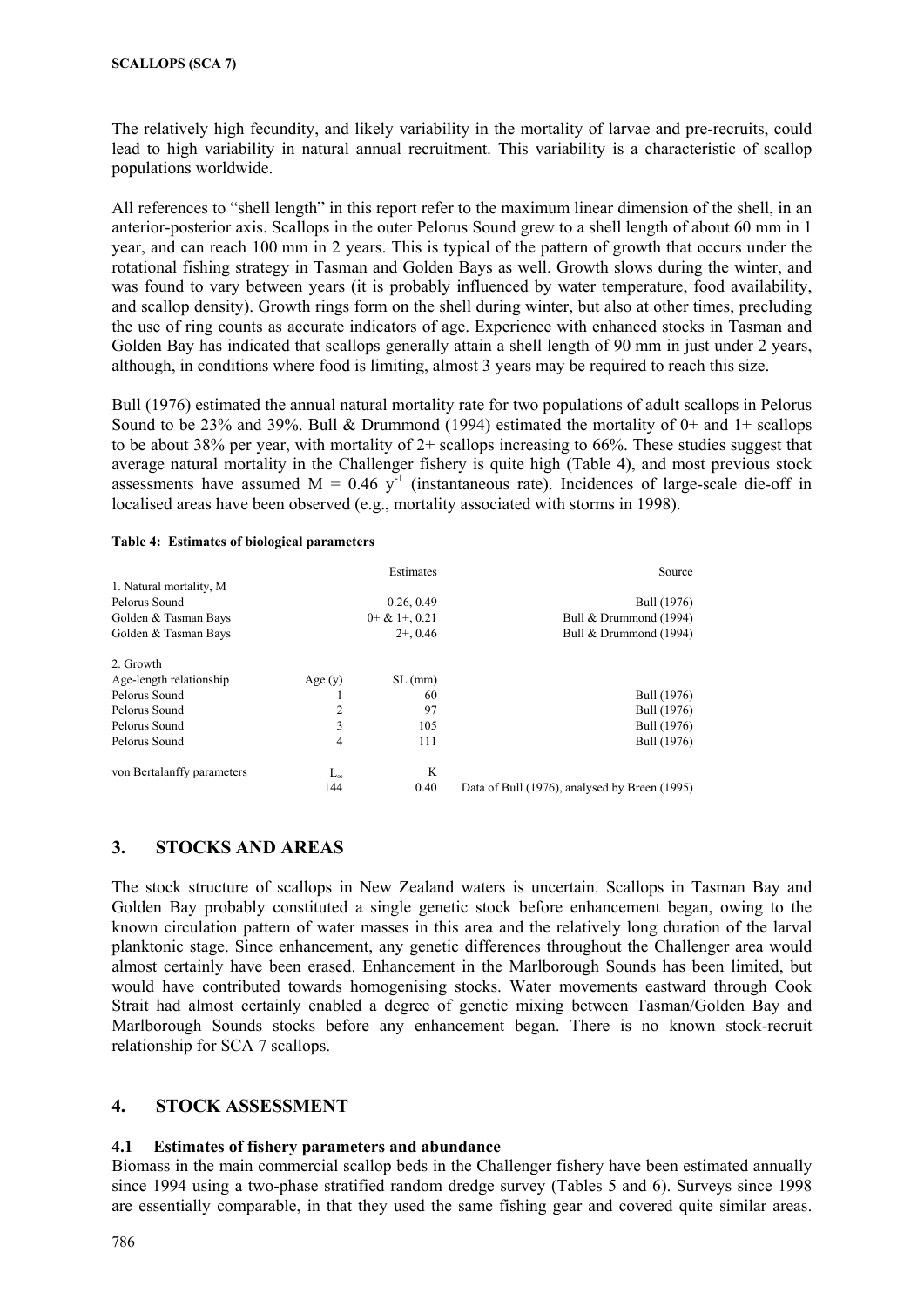The relatively high fecundity, and likely variability in the mortality of larvae and pre-recruits, could lead to high variability in natural annual recruitment. This variability is a characteristic of scallop populations worldwide.

All references to "shell length" in this report refer to the maximum linear dimension of the shell, in an anterior-posterior axis. Scallops in the outer Pelorus Sound grew to a shell length of about 60 mm in 1 year, and can reach 100 mm in 2 years. This is typical of the pattern of growth that occurs under the rotational fishing strategy in Tasman and Golden Bays as well. Growth slows during the winter, and was found to vary between years (it is probably influenced by water temperature, food availability, and scallop density). Growth rings form on the shell during winter, but also at other times, precluding the use of ring counts as accurate indicators of age. Experience with enhanced stocks in Tasman and Golden Bay has indicated that scallops generally attain a shell length of 90 mm in just under 2 years, although, in conditions where food is limiting, almost 3 years may be required to reach this size.

Bull (1976) estimated the annual natural mortality rate for two populations of adult scallops in Pelorus Sound to be 23% and 39%. Bull & Drummond (1994) estimated the mortality of 0+ and 1+ scallops to be about 38% per year, with mortality of 2+ scallops increasing to 66%. These studies suggest that average natural mortality in the Challenger fishery is quite high (Table 4), and most previous stock assessments have assumed $M = 0.46\ y^{-1}$ (instantaneous rate). Incidences of large-scale die-off in localised areas have been observed (e.g., mortality associated with storms in 1998).

**Table 4: Estimates of biological parameters**

| | | Estimates | Source |
|---|---|---|---|
| 1. Natural mortality, M | | | |
| Pelorus Sound | | 0.26, 0.49 | Bull (1976) |
| Golden & Tasman Bays | | 0+ & 1+, 0.21 | Bull & Drummond (1994) |
| Golden & Tasman Bays | | 2+, 0.46 | Bull & Drummond (1994) |
| 2. Growth | | | |
| Age-length relationship | Age (y) | SL (mm) | |
| Pelorus Sound | 1 | 60 | Bull (1976) |
| Pelorus Sound | 2 | 97 | Bull (1976) |
| Pelorus Sound | 3 | 105 | Bull (1976) |
| Pelorus Sound | 4 | 111 | Bull (1976) |
| von Bertalanffy parameters | $L_{\infty}$ | K | |
| | 144 | 0.40 | Data of Bull (1976), analysed by Breen (1995) |

## 3. STOCKS AND AREAS

The stock structure of scallops in New Zealand waters is uncertain. Scallops in Tasman Bay and Golden Bay probably constituted a single genetic stock before enhancement began, owing to the known circulation pattern of water masses in this area and the relatively long duration of the larval planktonic stage. Since enhancement, any genetic differences throughout the Challenger area would almost certainly have been erased. Enhancement in the Marlborough Sounds has been limited, but would have contributed towards homogenising stocks. Water movements eastward through Cook Strait had almost certainly enabled a degree of genetic mixing between Tasman/Golden Bay and Marlborough Sounds stocks before any enhancement began. There is no known stock-recruit relationship for SCA 7 scallops.

## 4. STOCK ASSESSMENT

### 4.1 Estimates of fishery parameters and abundance

Biomass in the main commercial scallop beds in the Challenger fishery have been estimated annually since 1994 using a two-phase stratified random dredge survey (Tables 5 and 6). Surveys since 1998 are essentially comparable, in that they used the same fishing gear and covered quite similar areas.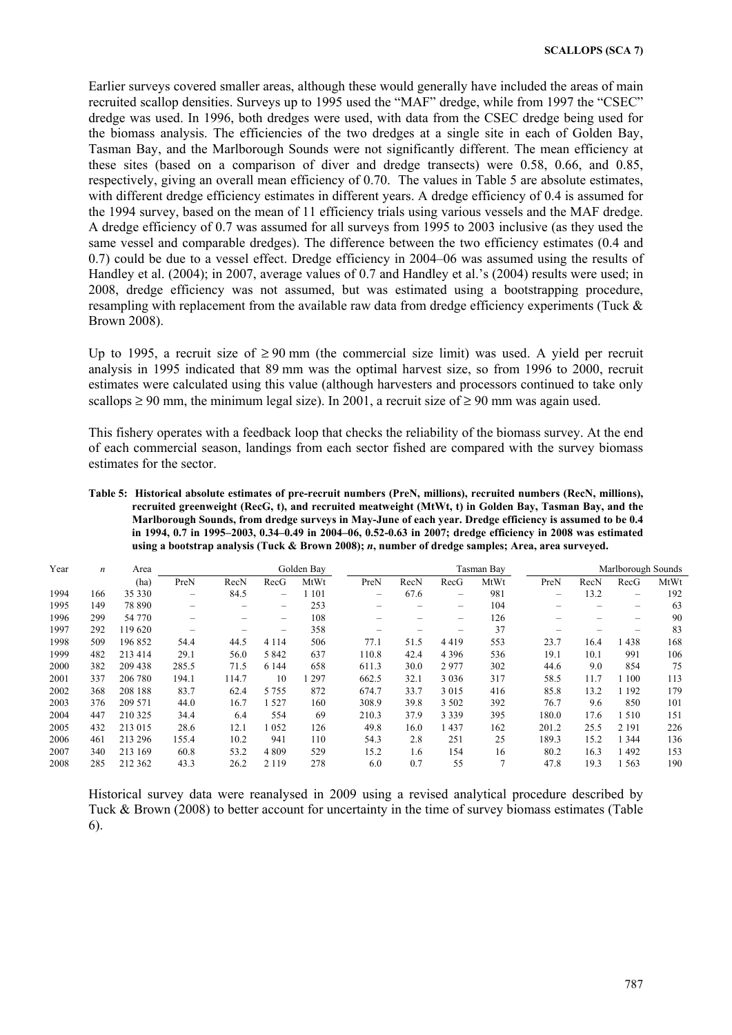Earlier surveys covered smaller areas, although these would generally have included the areas of main recruited scallop densities. Surveys up to 1995 used the "MAF" dredge, while from 1997 the "CSEC" dredge was used. In 1996, both dredges were used, with data from the CSEC dredge being used for the biomass analysis. The efficiencies of the two dredges at a single site in each of Golden Bay, Tasman Bay, and the Marlborough Sounds were not significantly different. The mean efficiency at these sites (based on a comparison of diver and dredge transects) were 0.58, 0.66, and 0.85, respectively, giving an overall mean efficiency of 0.70. The values in Table 5 are absolute estimates, with different dredge efficiency estimates in different years. A dredge efficiency of 0.4 is assumed for the 1994 survey, based on the mean of 11 efficiency trials using various vessels and the MAF dredge. A dredge efficiency of 0.7 was assumed for all surveys from 1995 to 2003 inclusive (as they used the same vessel and comparable dredges). The difference between the two efficiency estimates (0.4 and 0.7) could be due to a vessel effect. Dredge efficiency in 2004–06 was assumed using the results of Handley et al. (2004); in 2007, average values of 0.7 and Handley et al.'s (2004) results were used; in 2008, dredge efficiency was not assumed, but was estimated using a bootstrapping procedure, resampling with replacement from the available raw data from dredge efficiency experiments (Tuck & Brown 2008).

Up to 1995, a recruit size of ≥ 90 mm (the commercial size limit) was used. A yield per recruit analysis in 1995 indicated that 89 mm was the optimal harvest size, so from 1996 to 2000, recruit estimates were calculated using this value (although harvesters and processors continued to take only scallops ≥ 90 mm, the minimum legal size). In 2001, a recruit size of ≥ 90 mm was again used.

This fishery operates with a feedback loop that checks the reliability of the biomass survey. At the end of each commercial season, landings from each sector fished are compared with the survey biomass estimates for the sector.

**Table 5: Historical absolute estimates of pre-recruit numbers (PreN, millions), recruited numbers (RecN, millions), recruited greenweight (RecG, t), and recruited meatweight (MtWt, t) in Golden Bay, Tasman Bay, and the Marlborough Sounds, from dredge surveys in May-June of each year. Dredge efficiency is assumed to be 0.4 in 1994, 0.7 in 1995–2003, 0.34–0.49 in 2004–06, 0.52-0.63 in 2007; dredge efficiency in 2008 was estimated using a bootstrap analysis (Tuck & Brown 2008); *n*, number of dredge samples; Area, area surveyed.**

| Year | *n* | Area | Golden Bay | | | | Tasman Bay | | | | Marlborough Sounds | | | |
|---|---|---|---|---|---|---|---|---|---|---|---|---|---|---|
| | | (ha) | PreN | RecN | RecG | MtWt | PreN | RecN | RecG | MtWt | PreN | RecN | RecG | MtWt |
| 1994 | 166 | 35 330 | – | 84.5 | – | 1 101 | – | 67.6 | – | 981 | – | 13.2 | – | 192 |
| 1995 | 149 | 78 890 | – | – | – | 253 | – | – | – | 104 | – | – | – | 63 |
| 1996 | 299 | 54 770 | – | – | – | 108 | – | – | – | 126 | – | – | – | 90 |
| 1997 | 292 | 119 620 | – | – | – | 358 | – | – | – | 37 | – | – | – | 83 |
| 1998 | 509 | 196 852 | 54.4 | 44.5 | 4 114 | 506 | 77.1 | 51.5 | 4 419 | 553 | 23.7 | 16.4 | 1 438 | 168 |
| 1999 | 482 | 213 414 | 29.1 | 56.0 | 5 842 | 637 | 110.8 | 42.4 | 4 396 | 536 | 19.1 | 10.1 | 991 | 106 |
| 2000 | 382 | 209 438 | 285.5 | 71.5 | 6 144 | 658 | 611.3 | 30.0 | 2 977 | 302 | 44.6 | 9.0 | 854 | 75 |
| 2001 | 337 | 206 780 | 194.1 | 114.7 | 10 | 1 297 | 662.5 | 32.1 | 3 036 | 317 | 58.5 | 11.7 | 1 100 | 113 |
| 2002 | 368 | 208 188 | 83.7 | 62.4 | 5 755 | 872 | 674.7 | 33.7 | 3 015 | 416 | 85.8 | 13.2 | 1 192 | 179 |
| 2003 | 376 | 209 571 | 44.0 | 16.7 | 1 527 | 160 | 308.9 | 39.8 | 3 502 | 392 | 76.7 | 9.6 | 850 | 101 |
| 2004 | 447 | 210 325 | 34.4 | 6.4 | 554 | 69 | 210.3 | 37.9 | 3 339 | 395 | 180.0 | 17.6 | 1 510 | 151 |
| 2005 | 432 | 213 015 | 28.6 | 12.1 | 1 052 | 126 | 49.8 | 16.0 | 1 437 | 162 | 201.2 | 25.5 | 2 191 | 226 |
| 2006 | 461 | 213 296 | 155.4 | 10.2 | 941 | 110 | 54.3 | 2.8 | 251 | 25 | 189.3 | 15.2 | 1 344 | 136 |
| 2007 | 340 | 213 169 | 60.8 | 53.2 | 4 809 | 529 | 15.2 | 1.6 | 154 | 16 | 80.2 | 16.3 | 1 492 | 153 |
| 2008 | 285 | 212 362 | 43.3 | 26.2 | 2 119 | 278 | 6.0 | 0.7 | 55 | 7 | 47.8 | 19.3 | 1 563 | 190 |

Historical survey data were reanalysed in 2009 using a revised analytical procedure described by Tuck & Brown (2008) to better account for uncertainty in the time of survey biomass estimates (Table 6).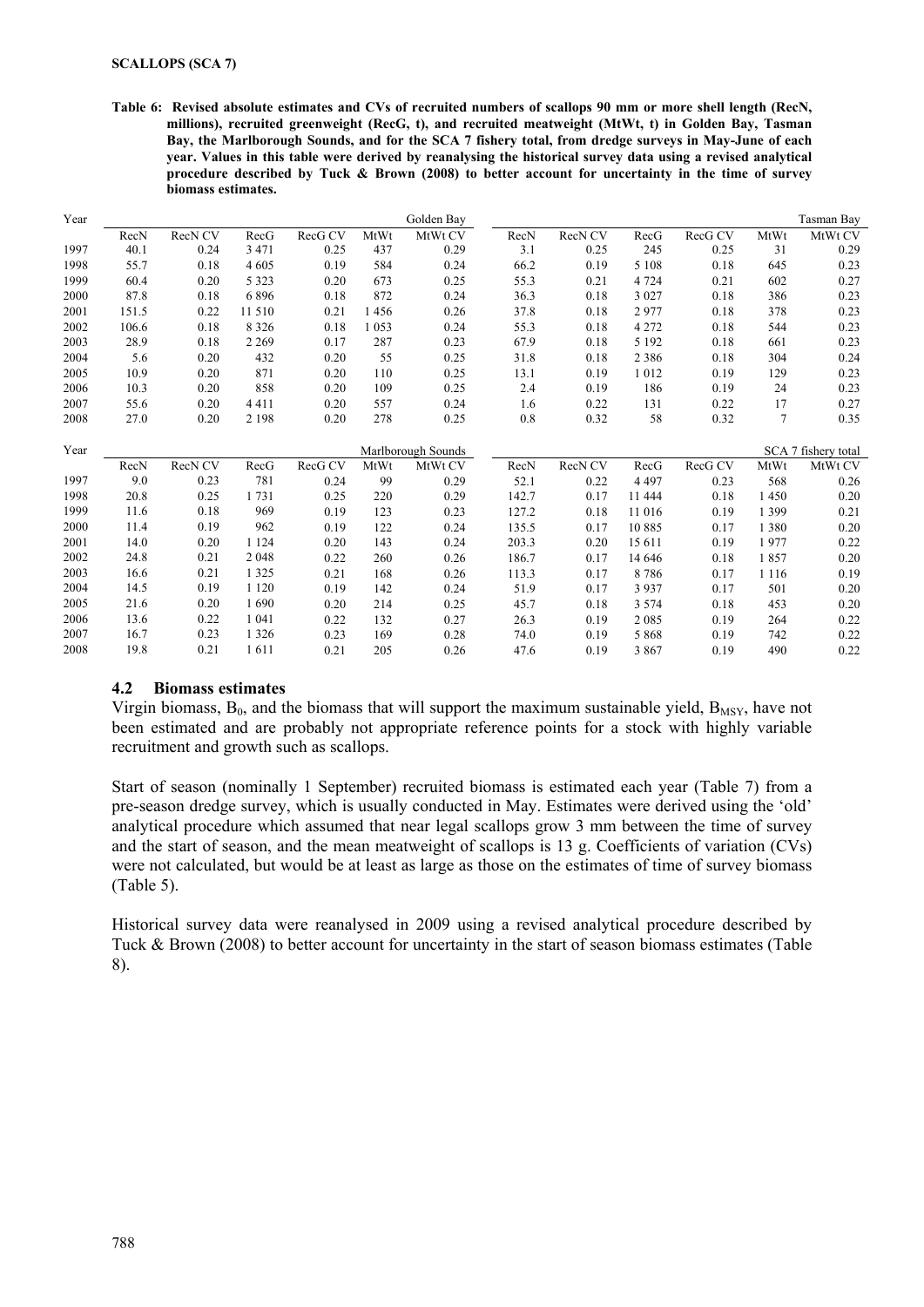**Table 6: Revised absolute estimates and CVs of recruited numbers of scallops 90 mm or more shell length (RecN, millions), recruited greenweight (RecG, t), and recruited meatweight (MtWt, t) in Golden Bay, Tasman Bay, the Marlborough Sounds, and for the SCA 7 fishery total, from dredge surveys in May-June of each year. Values in this table were derived by reanalysing the historical survey data using a revised analytical procedure described by Tuck & Brown (2008) to better account for uncertainty in the time of survey biomass estimates.**

| Year | Golden Bay | | | | | | Tasman Bay | | | | | |
|---|---|---|---|---|---|---|---|---|---|---|---|---|
| | RecN | RecN CV | RecG | RecG CV | MtWt | MtWt CV | RecN | RecN CV | RecG | RecG CV | MtWt | MtWt CV |
| 1997 | 40.1 | 0.24 | 3 471 | 0.25 | 437 | 0.29 | 3.1 | 0.25 | 245 | 0.25 | 31 | 0.29 |
| 1998 | 55.7 | 0.18 | 4 605 | 0.19 | 584 | 0.24 | 66.2 | 0.19 | 5 108 | 0.18 | 645 | 0.23 |
| 1999 | 60.4 | 0.20 | 5 323 | 0.20 | 673 | 0.25 | 55.3 | 0.21 | 4 724 | 0.21 | 602 | 0.27 |
| 2000 | 87.8 | 0.18 | 6 896 | 0.18 | 872 | 0.24 | 36.3 | 0.18 | 3 027 | 0.18 | 386 | 0.23 |
| 2001 | 151.5 | 0.22 | 11 510 | 0.21 | 1 456 | 0.26 | 37.8 | 0.18 | 2 977 | 0.18 | 378 | 0.23 |
| 2002 | 106.6 | 0.18 | 8 326 | 0.18 | 1 053 | 0.24 | 55.3 | 0.18 | 4 272 | 0.18 | 544 | 0.23 |
| 2003 | 28.9 | 0.18 | 2 269 | 0.17 | 287 | 0.23 | 67.9 | 0.18 | 5 192 | 0.18 | 661 | 0.23 |
| 2004 | 5.6 | 0.20 | 432 | 0.20 | 55 | 0.25 | 31.8 | 0.18 | 2 386 | 0.18 | 304 | 0.24 |
| 2005 | 10.9 | 0.20 | 871 | 0.20 | 110 | 0.25 | 13.1 | 0.19 | 1 012 | 0.19 | 129 | 0.23 |
| 2006 | 10.3 | 0.20 | 858 | 0.20 | 109 | 0.25 | 2.4 | 0.19 | 186 | 0.19 | 24 | 0.23 |
| 2007 | 55.6 | 0.20 | 4 411 | 0.20 | 557 | 0.24 | 1.6 | 0.22 | 131 | 0.22 | 17 | 0.27 |
| 2008 | 27.0 | 0.20 | 2 198 | 0.20 | 278 | 0.25 | 0.8 | 0.32 | 58 | 0.32 | 7 | 0.35 |

| Year | Marlborough Sounds | | | | | | SCA 7 fishery total | | | | | |
|---|---|---|---|---|---|---|---|---|---|---|---|---|
| | RecN | RecN CV | RecG | RecG CV | MtWt | MtWt CV | RecN | RecN CV | RecG | RecG CV | MtWt | MtWt CV |
| 1997 | 9.0 | 0.23 | 781 | 0.24 | 99 | 0.29 | 52.1 | 0.22 | 4 497 | 0.23 | 568 | 0.26 |
| 1998 | 20.8 | 0.25 | 1 731 | 0.25 | 220 | 0.29 | 142.7 | 0.17 | 11 444 | 0.18 | 1 450 | 0.20 |
| 1999 | 11.6 | 0.18 | 969 | 0.19 | 123 | 0.23 | 127.2 | 0.18 | 11 016 | 0.19 | 1 399 | 0.21 |
| 2000 | 11.4 | 0.19 | 962 | 0.19 | 122 | 0.24 | 135.5 | 0.17 | 10 885 | 0.17 | 1 380 | 0.20 |
| 2001 | 14.0 | 0.20 | 1 124 | 0.20 | 143 | 0.24 | 203.3 | 0.20 | 15 611 | 0.19 | 1 977 | 0.22 |
| 2002 | 24.8 | 0.21 | 2 048 | 0.22 | 260 | 0.26 | 186.7 | 0.17 | 14 646 | 0.18 | 1 857 | 0.20 |
| 2003 | 16.6 | 0.21 | 1 325 | 0.21 | 168 | 0.26 | 113.3 | 0.17 | 8 786 | 0.17 | 1 116 | 0.19 |
| 2004 | 14.5 | 0.19 | 1 120 | 0.19 | 142 | 0.24 | 51.9 | 0.17 | 3 937 | 0.17 | 501 | 0.20 |
| 2005 | 21.6 | 0.20 | 1 690 | 0.20 | 214 | 0.25 | 45.7 | 0.18 | 3 574 | 0.18 | 453 | 0.20 |
| 2006 | 13.6 | 0.22 | 1 041 | 0.22 | 132 | 0.27 | 26.3 | 0.19 | 2 085 | 0.19 | 264 | 0.22 |
| 2007 | 16.7 | 0.23 | 1 326 | 0.23 | 169 | 0.28 | 74.0 | 0.19 | 5 868 | 0.19 | 742 | 0.22 |
| 2008 | 19.8 | 0.21 | 1 611 | 0.21 | 205 | 0.26 | 47.6 | 0.19 | 3 867 | 0.19 | 490 | 0.22 |

## 4.2 Biomass estimates

Virgin biomass, $B_0$, and the biomass that will support the maximum sustainable yield, $B_{MSY}$, have not been estimated and are probably not appropriate reference points for a stock with highly variable recruitment and growth such as scallops.

Start of season (nominally 1 September) recruited biomass is estimated each year (Table 7) from a pre-season dredge survey, which is usually conducted in May. Estimates were derived using the 'old' analytical procedure which assumed that near legal scallops grow 3 mm between the time of survey and the start of season, and the mean meatweight of scallops is 13 g. Coefficients of variation (CVs) were not calculated, but would be at least as large as those on the estimates of time of survey biomass (Table 5).

Historical survey data were reanalysed in 2009 using a revised analytical procedure described by Tuck & Brown (2008) to better account for uncertainty in the start of season biomass estimates (Table 8).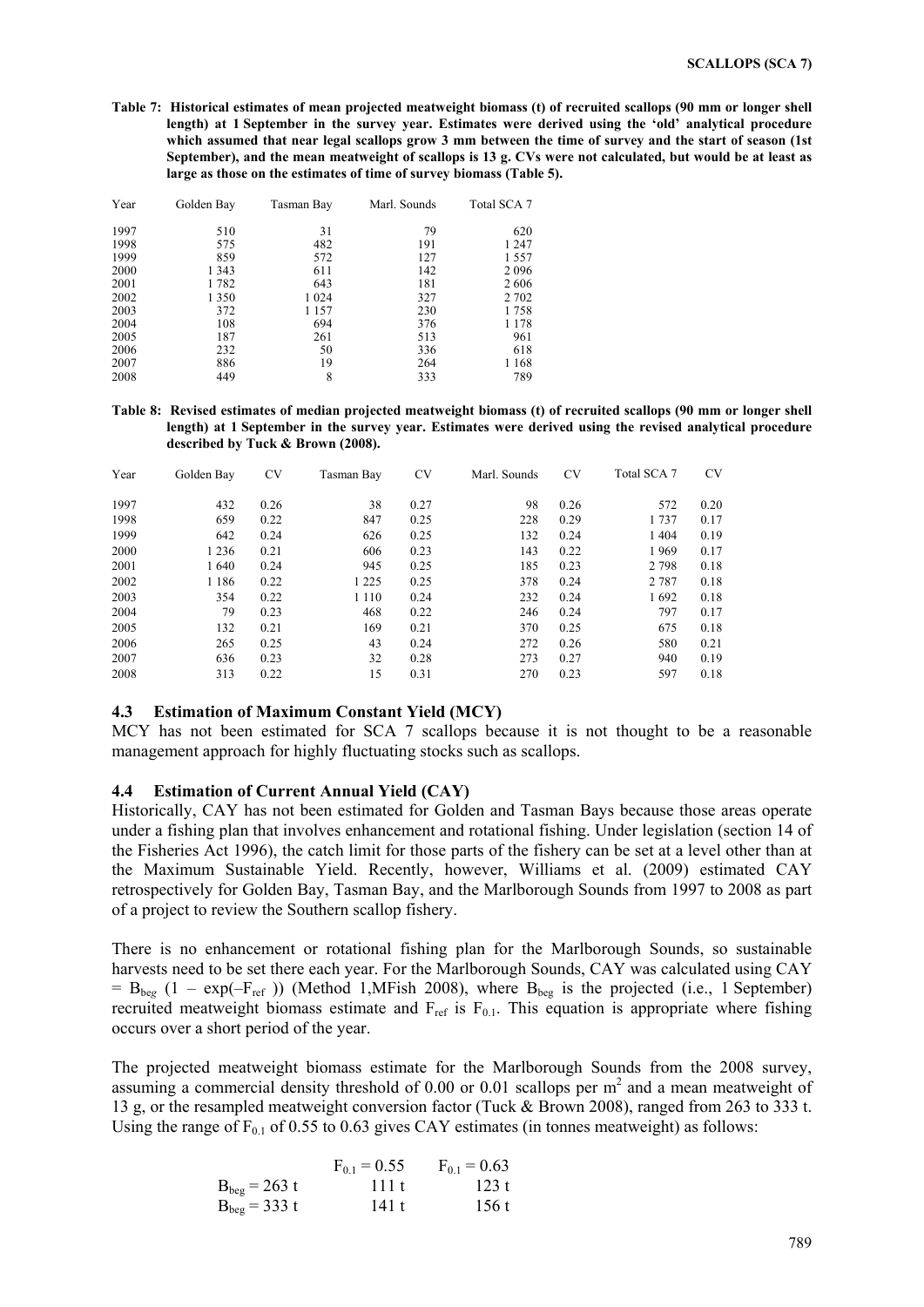**Table 7: Historical estimates of mean projected meatweight biomass (t) of recruited scallops (90 mm or longer shell length) at 1 September in the survey year. Estimates were derived using the 'old' analytical procedure which assumed that near legal scallops grow 3 mm between the time of survey and the start of season (1st September), and the mean meatweight of scallops is 13 g. CVs were not calculated, but would be at least as large as those on the estimates of time of survey biomass (Table 5).**

| Year | Golden Bay | Tasman Bay | Marl. Sounds | Total SCA 7 |
|---|---|---|---|---|
| 1997 | 510 | 31 | 79 | 620 |
| 1998 | 575 | 482 | 191 | 1 247 |
| 1999 | 859 | 572 | 127 | 1 557 |
| 2000 | 1 343 | 611 | 142 | 2 096 |
| 2001 | 1 782 | 643 | 181 | 2 606 |
| 2002 | 1 350 | 1 024 | 327 | 2 702 |
| 2003 | 372 | 1 157 | 230 | 1 758 |
| 2004 | 108 | 694 | 376 | 1 178 |
| 2005 | 187 | 261 | 513 | 961 |
| 2006 | 232 | 50 | 336 | 618 |
| 2007 | 886 | 19 | 264 | 1 168 |
| 2008 | 449 | 8 | 333 | 789 |

**Table 8: Revised estimates of median projected meatweight biomass (t) of recruited scallops (90 mm or longer shell length) at 1 September in the survey year. Estimates were derived using the revised analytical procedure described by Tuck & Brown (2008).**

| Year | Golden Bay | CV | Tasman Bay | CV | Marl. Sounds | CV | Total SCA 7 | CV |
|---|---|---|---|---|---|---|---|---|
| 1997 | 432 | 0.26 | 38 | 0.27 | 98 | 0.26 | 572 | 0.20 |
| 1998 | 659 | 0.22 | 847 | 0.25 | 228 | 0.29 | 1 737 | 0.17 |
| 1999 | 642 | 0.24 | 626 | 0.25 | 132 | 0.24 | 1 404 | 0.19 |
| 2000 | 1 236 | 0.21 | 606 | 0.23 | 143 | 0.22 | 1 969 | 0.17 |
| 2001 | 1 640 | 0.24 | 945 | 0.25 | 185 | 0.23 | 2 798 | 0.18 |
| 2002 | 1 186 | 0.22 | 1 225 | 0.25 | 378 | 0.24 | 2 787 | 0.18 |
| 2003 | 354 | 0.22 | 1 110 | 0.24 | 232 | 0.24 | 1 692 | 0.18 |
| 2004 | 79 | 0.23 | 468 | 0.22 | 246 | 0.24 | 797 | 0.17 |
| 2005 | 132 | 0.21 | 169 | 0.21 | 370 | 0.25 | 675 | 0.18 |
| 2006 | 265 | 0.25 | 43 | 0.24 | 272 | 0.26 | 580 | 0.21 |
| 2007 | 636 | 0.23 | 32 | 0.28 | 273 | 0.27 | 940 | 0.19 |
| 2008 | 313 | 0.22 | 15 | 0.31 | 270 | 0.23 | 597 | 0.18 |

### 4.3 Estimation of Maximum Constant Yield (MCY)

MCY has not been estimated for SCA 7 scallops because it is not thought to be a reasonable management approach for highly fluctuating stocks such as scallops.

### 4.4 Estimation of Current Annual Yield (CAY)

Historically, CAY has not been estimated for Golden and Tasman Bays because those areas operate under a fishing plan that involves enhancement and rotational fishing. Under legislation (section 14 of the Fisheries Act 1996), the catch limit for those parts of the fishery can be set at a level other than at the Maximum Sustainable Yield. Recently, however, Williams et al. (2009) estimated CAY retrospectively for Golden Bay, Tasman Bay, and the Marlborough Sounds from 1997 to 2008 as part of a project to review the Southern scallop fishery.

There is no enhancement or rotational fishing plan for the Marlborough Sounds, so sustainable harvests need to be set there each year. For the Marlborough Sounds, CAY was calculated using $CAY = B_{beg}\ (1 - \exp(-F_{ref}))$ (Method 1,MFish 2008), where $B_{beg}$ is the projected (i.e., 1 September) recruited meatweight biomass estimate and $F_{ref}$ is $F_{0.1}$. This equation is appropriate where fishing occurs over a short period of the year.

The projected meatweight biomass estimate for the Marlborough Sounds from the 2008 survey, assuming a commercial density threshold of 0.00 or 0.01 scallops per $m^2$ and a mean meatweight of 13 g, or the resampled meatweight conversion factor (Tuck & Brown 2008), ranged from 263 to 333 t. Using the range of $F_{0.1}$ of 0.55 to 0.63 gives CAY estimates (in tonnes meatweight) as follows:

| | $F_{0.1} = 0.55$ | $F_{0.1} = 0.63$ |
|---|---|---|
| $B_{beg} = 263$ t | 111 t | 123 t |
| $B_{beg} = 333$ t | 141 t | 156 t |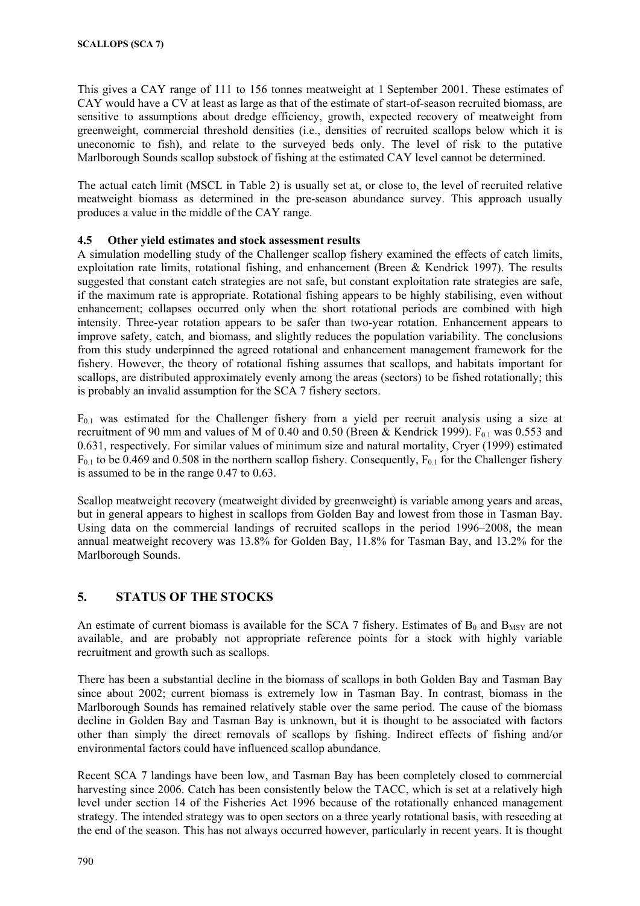This gives a CAY range of 111 to 156 tonnes meatweight at 1 September 2001. These estimates of CAY would have a CV at least as large as that of the estimate of start-of-season recruited biomass, are sensitive to assumptions about dredge efficiency, growth, expected recovery of meatweight from greenweight, commercial threshold densities (i.e., densities of recruited scallops below which it is uneconomic to fish), and relate to the surveyed beds only. The level of risk to the putative Marlborough Sounds scallop substock of fishing at the estimated CAY level cannot be determined.

The actual catch limit (MSCL in Table 2) is usually set at, or close to, the level of recruited relative meatweight biomass as determined in the pre-season abundance survey. This approach usually produces a value in the middle of the CAY range.

### 4.5 Other yield estimates and stock assessment results

A simulation modelling study of the Challenger scallop fishery examined the effects of catch limits, exploitation rate limits, rotational fishing, and enhancement (Breen & Kendrick 1997). The results suggested that constant catch strategies are not safe, but constant exploitation rate strategies are safe, if the maximum rate is appropriate. Rotational fishing appears to be highly stabilising, even without enhancement; collapses occurred only when the short rotational periods are combined with high intensity. Three-year rotation appears to be safer than two-year rotation. Enhancement appears to improve safety, catch, and biomass, and slightly reduces the population variability. The conclusions from this study underpinned the agreed rotational and enhancement management framework for the fishery. However, the theory of rotational fishing assumes that scallops, and habitats important for scallops, are distributed approximately evenly among the areas (sectors) to be fished rotationally; this is probably an invalid assumption for the SCA 7 fishery sectors.

$F_{0.1}$ was estimated for the Challenger fishery from a yield per recruit analysis using a size at recruitment of 90 mm and values of M of 0.40 and 0.50 (Breen & Kendrick 1999). $F_{0.1}$ was 0.553 and 0.631, respectively. For similar values of minimum size and natural mortality, Cryer (1999) estimated $F_{0.1}$ to be 0.469 and 0.508 in the northern scallop fishery. Consequently, $F_{0.1}$ for the Challenger fishery is assumed to be in the range 0.47 to 0.63.

Scallop meatweight recovery (meatweight divided by greenweight) is variable among years and areas, but in general appears to highest in scallops from Golden Bay and lowest from those in Tasman Bay. Using data on the commercial landings of recruited scallops in the period 1996–2008, the mean annual meatweight recovery was 13.8% for Golden Bay, 11.8% for Tasman Bay, and 13.2% for the Marlborough Sounds.

## 5. STATUS OF THE STOCKS

An estimate of current biomass is available for the SCA 7 fishery. Estimates of $B_0$ and $B_{MSY}$ are not available, and are probably not appropriate reference points for a stock with highly variable recruitment and growth such as scallops.

There has been a substantial decline in the biomass of scallops in both Golden Bay and Tasman Bay since about 2002; current biomass is extremely low in Tasman Bay. In contrast, biomass in the Marlborough Sounds has remained relatively stable over the same period. The cause of the biomass decline in Golden Bay and Tasman Bay is unknown, but it is thought to be associated with factors other than simply the direct removals of scallops by fishing. Indirect effects of fishing and/or environmental factors could have influenced scallop abundance.

Recent SCA 7 landings have been low, and Tasman Bay has been completely closed to commercial harvesting since 2006. Catch has been consistently below the TACC, which is set at a relatively high level under section 14 of the Fisheries Act 1996 because of the rotationally enhanced management strategy. The intended strategy was to open sectors on a three yearly rotational basis, with reseeding at the end of the season. This has not always occurred however, particularly in recent years. It is thought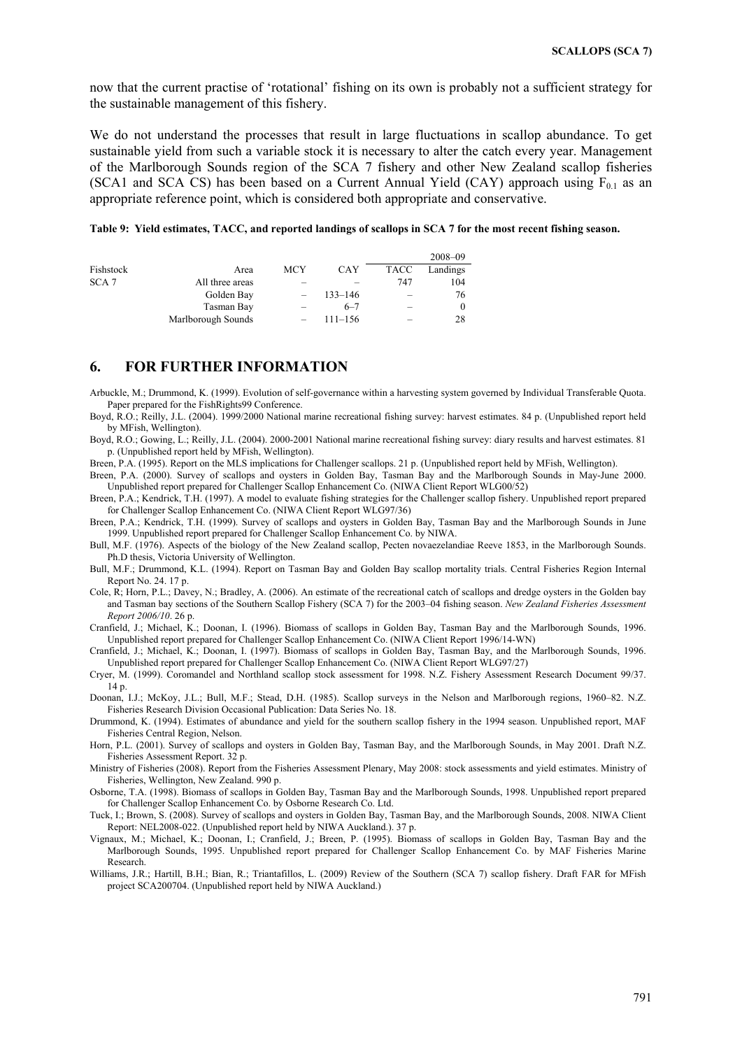now that the current practise of 'rotational' fishing on its own is probably not a sufficient strategy for the sustainable management of this fishery.

We do not understand the processes that result in large fluctuations in scallop abundance. To get sustainable yield from such a variable stock it is necessary to alter the catch every year. Management of the Marlborough Sounds region of the SCA 7 fishery and other New Zealand scallop fisheries (SCA1 and SCA CS) has been based on a Current Annual Yield (CAY) approach using $F_{0.1}$ as an appropriate reference point, which is considered both appropriate and conservative.

**Table 9: Yield estimates, TACC, and reported landings of scallops in SCA 7 for the most recent fishing season.**

| | | | | | 2008–09 |
|---|---|---|---|---|---|
| Fishstock | Area | MCY | CAY | TACC | Landings |
| SCA 7 | All three areas | – | – | 747 | 104 |
| | Golden Bay | – | 133–146 | – | 76 |
| | Tasman Bay | – | 6–7 | – | 0 |
| | Marlborough Sounds | – | 111–156 | – | 28 |

## 6. FOR FURTHER INFORMATION

Arbuckle, M.; Drummond, K. (1999). Evolution of self-governance within a harvesting system governed by Individual Transferable Quota. Paper prepared for the FishRights99 Conference.

Boyd, R.O.; Reilly, J.L. (2004). 1999/2000 National marine recreational fishing survey: harvest estimates. 84 p. (Unpublished report held by MFish, Wellington).

Boyd, R.O.; Gowing, L.; Reilly, J.L. (2004). 2000-2001 National marine recreational fishing survey: diary results and harvest estimates. 81 p. (Unpublished report held by MFish, Wellington).

Breen, P.A. (1995). Report on the MLS implications for Challenger scallops. 21 p. (Unpublished report held by MFish, Wellington).

Breen, P.A. (2000). Survey of scallops and oysters in Golden Bay, Tasman Bay and the Marlborough Sounds in May-June 2000. Unpublished report prepared for Challenger Scallop Enhancement Co. (NIWA Client Report WLG00/52)

Breen, P.A.; Kendrick, T.H. (1997). A model to evaluate fishing strategies for the Challenger scallop fishery. Unpublished report prepared for Challenger Scallop Enhancement Co. (NIWA Client Report WLG97/36)

Breen, P.A.; Kendrick, T.H. (1999). Survey of scallops and oysters in Golden Bay, Tasman Bay and the Marlborough Sounds in June 1999. Unpublished report prepared for Challenger Scallop Enhancement Co. by NIWA.

Bull, M.F. (1976). Aspects of the biology of the New Zealand scallop, Pecten novaezelandiae Reeve 1853, in the Marlborough Sounds. Ph.D thesis, Victoria University of Wellington.

Bull, M.F.; Drummond, K.L. (1994). Report on Tasman Bay and Golden Bay scallop mortality trials. Central Fisheries Region Internal Report No. 24. 17 p.

Cole, R; Horn, P.L.; Davey, N.; Bradley, A. (2006). An estimate of the recreational catch of scallops and dredge oysters in the Golden bay and Tasman bay sections of the Southern Scallop Fishery (SCA 7) for the 2003–04 fishing season. *New Zealand Fisheries Assessment Report 2006/10*. 26 p.

Cranfield, J.; Michael, K.; Doonan, I. (1996). Biomass of scallops in Golden Bay, Tasman Bay and the Marlborough Sounds, 1996. Unpublished report prepared for Challenger Scallop Enhancement Co. (NIWA Client Report 1996/14-WN)

Cranfield, J.; Michael, K.; Doonan, I. (1997). Biomass of scallops in Golden Bay, Tasman Bay, and the Marlborough Sounds, 1996. Unpublished report prepared for Challenger Scallop Enhancement Co. (NIWA Client Report WLG97/27)

Cryer, M. (1999). Coromandel and Northland scallop stock assessment for 1998. N.Z. Fishery Assessment Research Document 99/37. 14 p.

Doonan, I.J.; McKoy, J.L.; Bull, M.F.; Stead, D.H. (1985). Scallop surveys in the Nelson and Marlborough regions, 1960–82. N.Z. Fisheries Research Division Occasional Publication: Data Series No. 18.

Drummond, K. (1994). Estimates of abundance and yield for the southern scallop fishery in the 1994 season. Unpublished report, MAF Fisheries Central Region, Nelson.

Horn, P.L. (2001). Survey of scallops and oysters in Golden Bay, Tasman Bay, and the Marlborough Sounds, in May 2001. Draft N.Z. Fisheries Assessment Report. 32 p.

Ministry of Fisheries (2008). Report from the Fisheries Assessment Plenary, May 2008: stock assessments and yield estimates. Ministry of Fisheries, Wellington, New Zealand. 990 p.

Osborne, T.A. (1998). Biomass of scallops in Golden Bay, Tasman Bay and the Marlborough Sounds, 1998. Unpublished report prepared for Challenger Scallop Enhancement Co. by Osborne Research Co. Ltd.

Tuck, I.; Brown, S. (2008). Survey of scallops and oysters in Golden Bay, Tasman Bay, and the Marlborough Sounds, 2008. NIWA Client Report: NEL2008-022. (Unpublished report held by NIWA Auckland.). 37 p.

Vignaux, M.; Michael, K.; Doonan, I.; Cranfield, J.; Breen, P. (1995). Biomass of scallops in Golden Bay, Tasman Bay and the Marlborough Sounds, 1995. Unpublished report prepared for Challenger Scallop Enhancement Co. by MAF Fisheries Marine Research.

Williams, J.R.; Hartill, B.H.; Bian, R.; Triantafillos, L. (2009) Review of the Southern (SCA 7) scallop fishery. Draft FAR for MFish project SCA200704. (Unpublished report held by NIWA Auckland.)